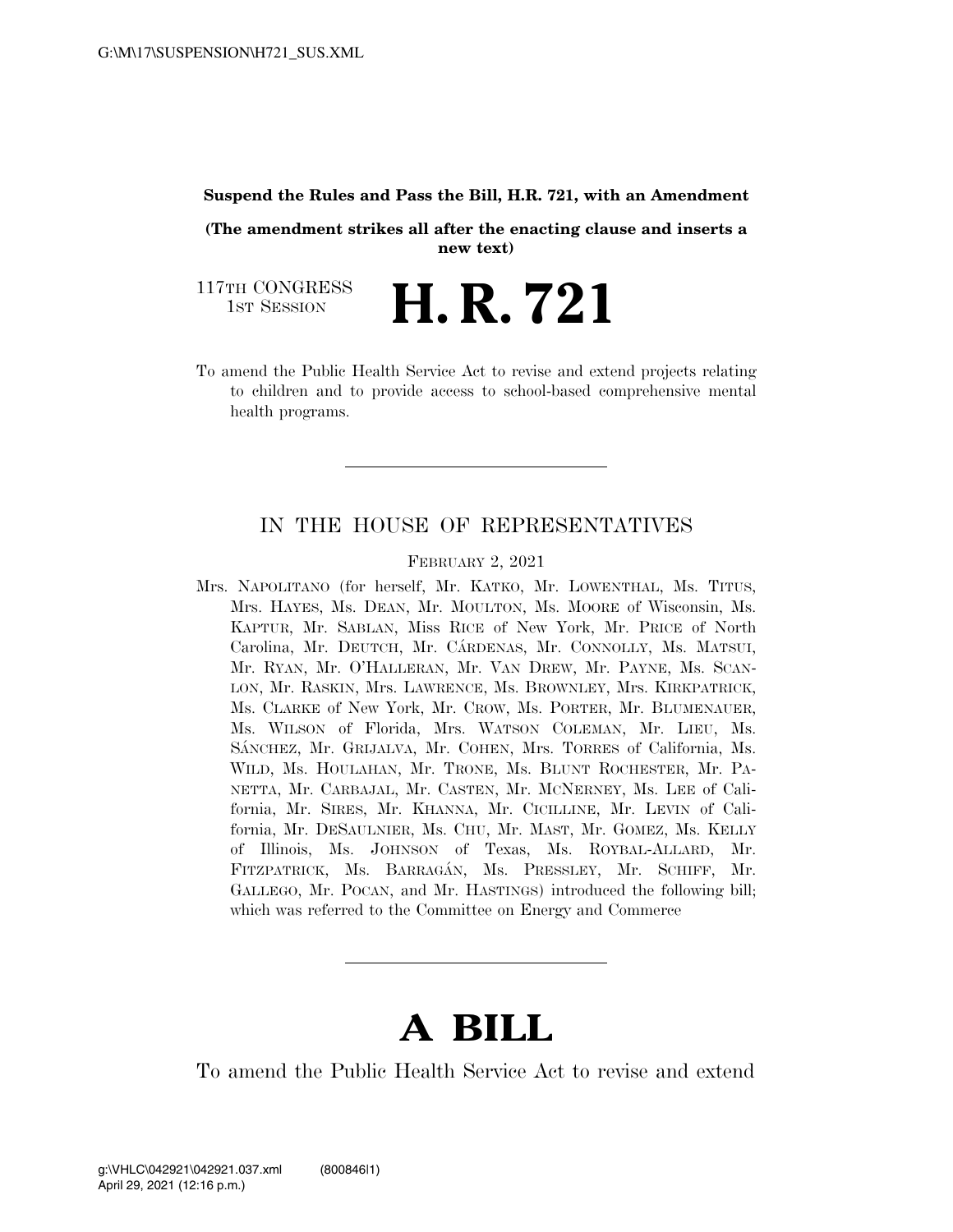**Suspend the Rules and Pass the Bill, H.R. 721, with an Amendment**

**(The amendment strikes all after the enacting clause and inserts a new text)**

117TH CONGRESS
1ST SESSION

# H. R. 721

To amend the Public Health Service Act to revise and extend projects relating to children and to provide access to school-based comprehensive mental health programs.

---

## IN THE HOUSE OF REPRESENTATIVES

FEBRUARY 2, 2021

Mrs. NAPOLITANO (for herself, Mr. KATKO, Mr. LOWENTHAL, Ms. TITUS, Mrs. HAYES, Ms. DEAN, Mr. MOULTON, Ms. MOORE of Wisconsin, Ms. KAPTUR, Mr. SABLAN, Miss RICE of New York, Mr. PRICE of North Carolina, Mr. DEUTCH, Mr. CÁRDENAS, Mr. CONNOLLY, Ms. MATSUI, Mr. RYAN, Mr. O'HALLERAN, Mr. VAN DREW, Mr. PAYNE, Ms. SCANLON, Mr. RASKIN, Mrs. LAWRENCE, Ms. BROWNLEY, Mrs. KIRKPATRICK, Ms. CLARKE of New York, Mr. CROW, Ms. PORTER, Mr. BLUMENAUER, Ms. WILSON of Florida, Mrs. WATSON COLEMAN, Mr. LIEU, Ms. SÁNCHEZ, Mr. GRIJALVA, Mr. COHEN, Mrs. TORRES of California, Ms. WILD, Ms. HOULAHAN, Mr. TRONE, Ms. BLUNT ROCHESTER, Mr. PANETTA, Mr. CARBAJAL, Mr. CASTEN, Mr. MCNERNEY, Ms. LEE of California, Mr. SIRES, Mr. KHANNA, Mr. CICILLINE, Mr. LEVIN of California, Mr. DESAULNIER, Ms. CHU, Mr. MAST, Mr. GOMEZ, Ms. KELLY of Illinois, Ms. JOHNSON of Texas, Ms. ROYBAL-ALLARD, Mr. FITZPATRICK, Ms. BARRAGÁN, Ms. PRESSLEY, Mr. SCHIFF, Mr. GALLEGO, Mr. POCAN, and Mr. HASTINGS) introduced the following bill; which was referred to the Committee on Energy and Commerce

---

# A BILL

To amend the Public Health Service Act to revise and extend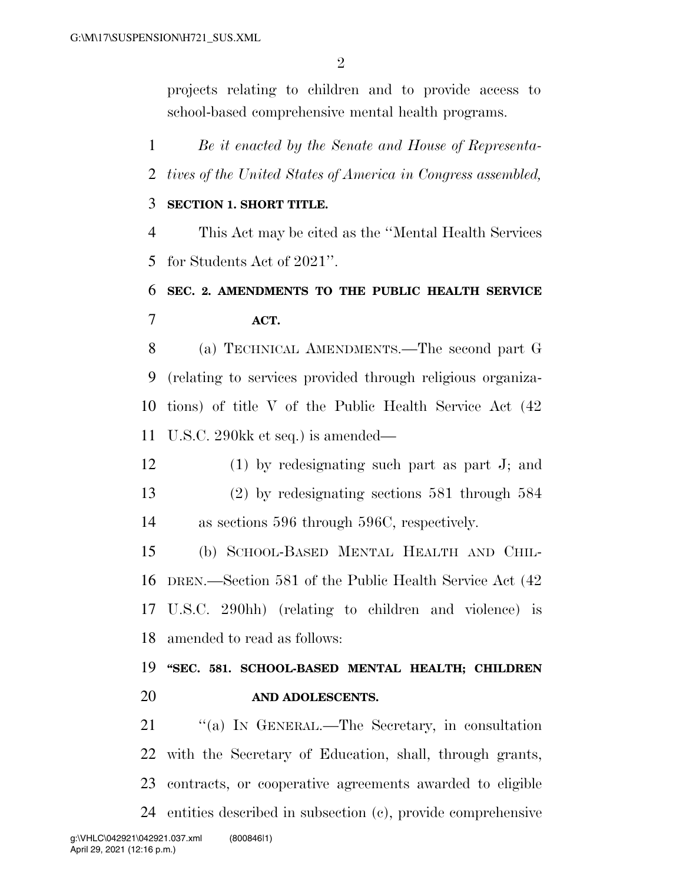projects relating to children and to provide access to school-based comprehensive mental health programs.

*Be it enacted by the Senate and House of Representatives of the United States of America in Congress assembled,*

**SECTION 1. SHORT TITLE.**

This Act may be cited as the "Mental Health Services for Students Act of 2021".

**SEC. 2. AMENDMENTS TO THE PUBLIC HEALTH SERVICE ACT.**

(a) TECHNICAL AMENDMENTS.—The second part G (relating to services provided through religious organizations) of title V of the Public Health Service Act (42 U.S.C. 290kk et seq.) is amended—

(1) by redesignating such part as part J; and

(2) by redesignating sections 581 through 584 as sections 596 through 596C, respectively.

(b) SCHOOL-BASED MENTAL HEALTH AND CHILDREN.—Section 581 of the Public Health Service Act (42 U.S.C. 290hh) (relating to children and violence) is amended to read as follows:

**"SEC. 581. SCHOOL-BASED MENTAL HEALTH; CHILDREN AND ADOLESCENTS.**

"(a) IN GENERAL.—The Secretary, in consultation with the Secretary of Education, shall, through grants, contracts, or cooperative agreements awarded to eligible entities described in subsection (c), provide comprehensive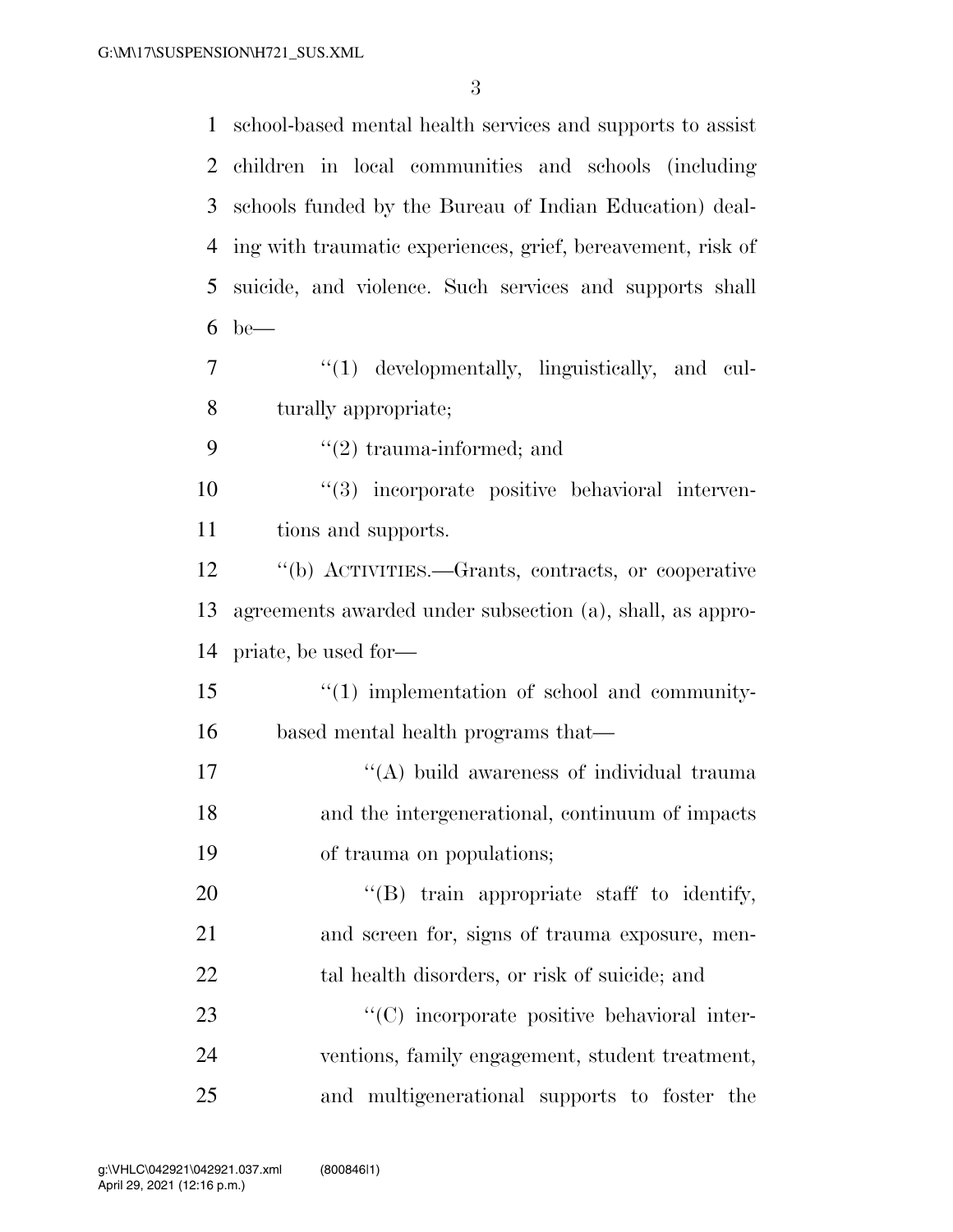school-based mental health services and supports to assist children in local communities and schools (including schools funded by the Bureau of Indian Education) dealing with traumatic experiences, grief, bereavement, risk of suicide, and violence. Such services and supports shall be—

"(1) developmentally, linguistically, and culturally appropriate;

"(2) trauma-informed; and

"(3) incorporate positive behavioral interventions and supports.

"(b) ACTIVITIES.—Grants, contracts, or cooperative agreements awarded under subsection (a), shall, as appropriate, be used for—

"(1) implementation of school and community-based mental health programs that—

"(A) build awareness of individual trauma and the intergenerational, continuum of impacts of trauma on populations;

"(B) train appropriate staff to identify, and screen for, signs of trauma exposure, mental health disorders, or risk of suicide; and

"(C) incorporate positive behavioral interventions, family engagement, student treatment, and multigenerational supports to foster the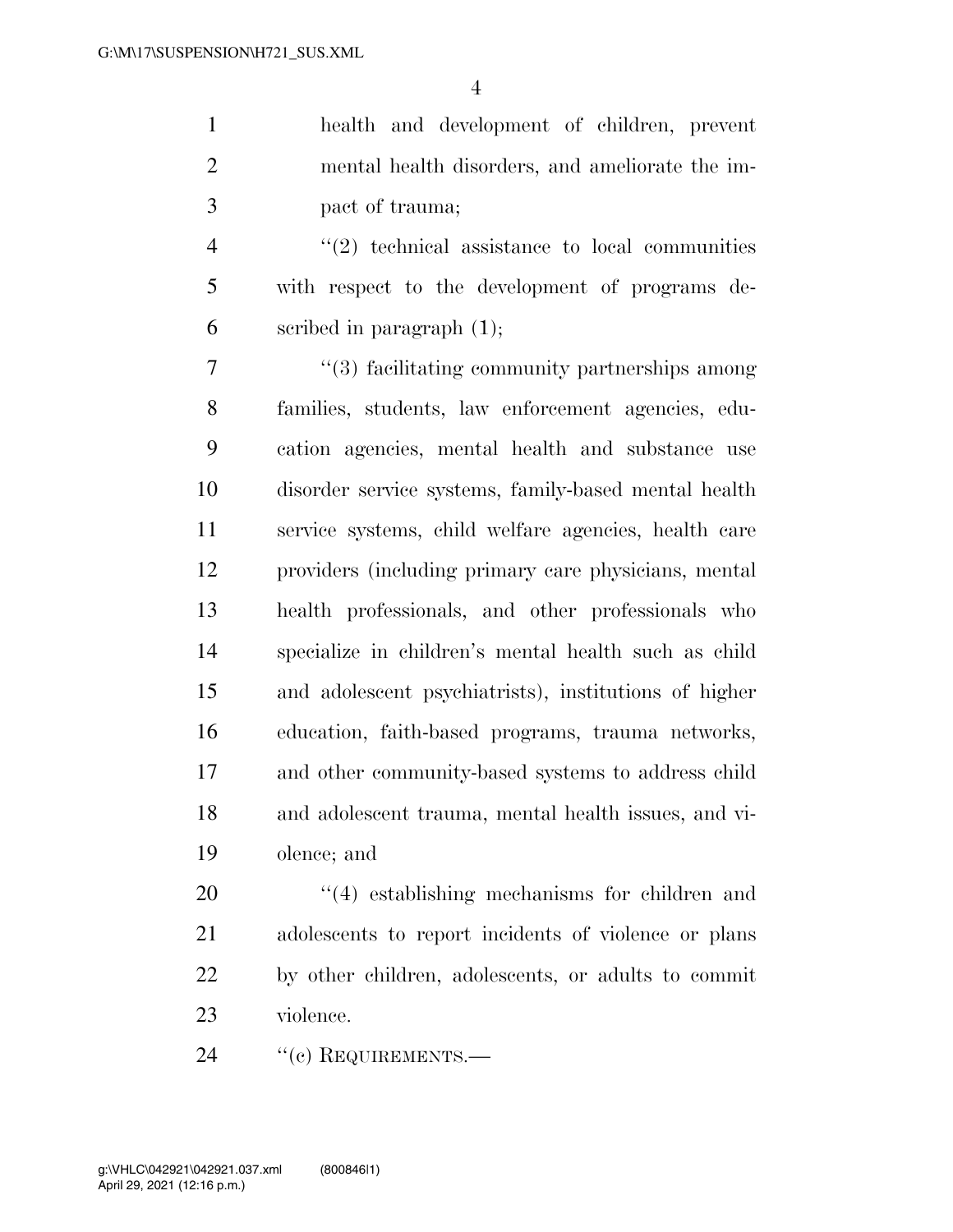health and development of children, prevent mental health disorders, and ameliorate the impact of trauma;

''(2) technical assistance to local communities with respect to the development of programs described in paragraph (1);

''(3) facilitating community partnerships among families, students, law enforcement agencies, education agencies, mental health and substance use disorder service systems, family-based mental health service systems, child welfare agencies, health care providers (including primary care physicians, mental health professionals, and other professionals who specialize in children's mental health such as child and adolescent psychiatrists), institutions of higher education, faith-based programs, trauma networks, and other community-based systems to address child and adolescent trauma, mental health issues, and violence; and

''(4) establishing mechanisms for children and adolescents to report incidents of violence or plans by other children, adolescents, or adults to commit violence.

''(c) REQUIREMENTS.—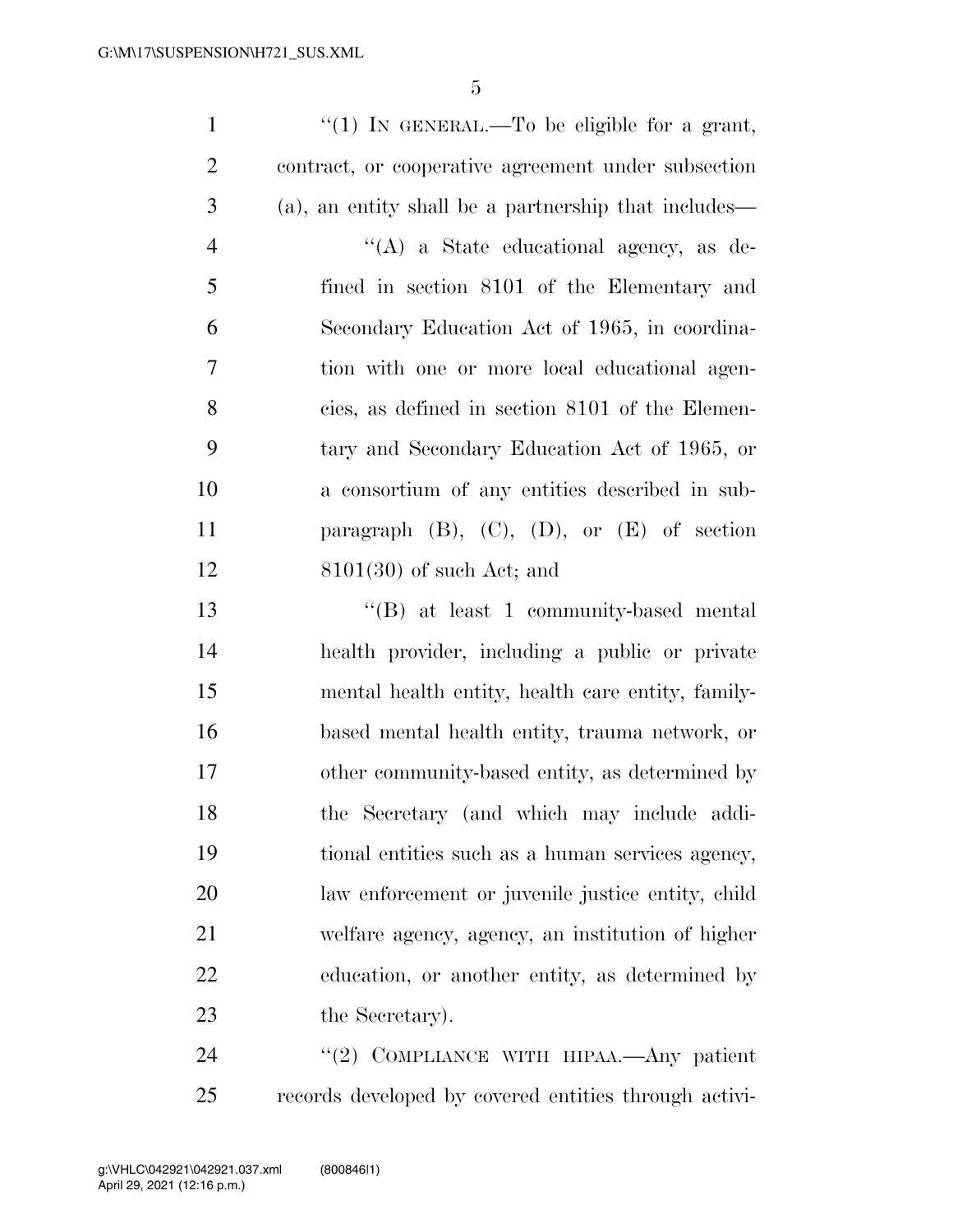"(1) IN GENERAL.—To be eligible for a grant, contract, or cooperative agreement under subsection (a), an entity shall be a partnership that includes—

"(A) a State educational agency, as defined in section 8101 of the Elementary and Secondary Education Act of 1965, in coordination with one or more local educational agencies, as defined in section 8101 of the Elementary and Secondary Education Act of 1965, or a consortium of any entities described in subparagraph (B), (C), (D), or (E) of section 8101(30) of such Act; and

"(B) at least 1 community-based mental health provider, including a public or private mental health entity, health care entity, family-based mental health entity, trauma network, or other community-based entity, as determined by the Secretary (and which may include additional entities such as a human services agency, law enforcement or juvenile justice entity, child welfare agency, agency, an institution of higher education, or another entity, as determined by the Secretary).

"(2) COMPLIANCE WITH HIPAA.—Any patient records developed by covered entities through activi-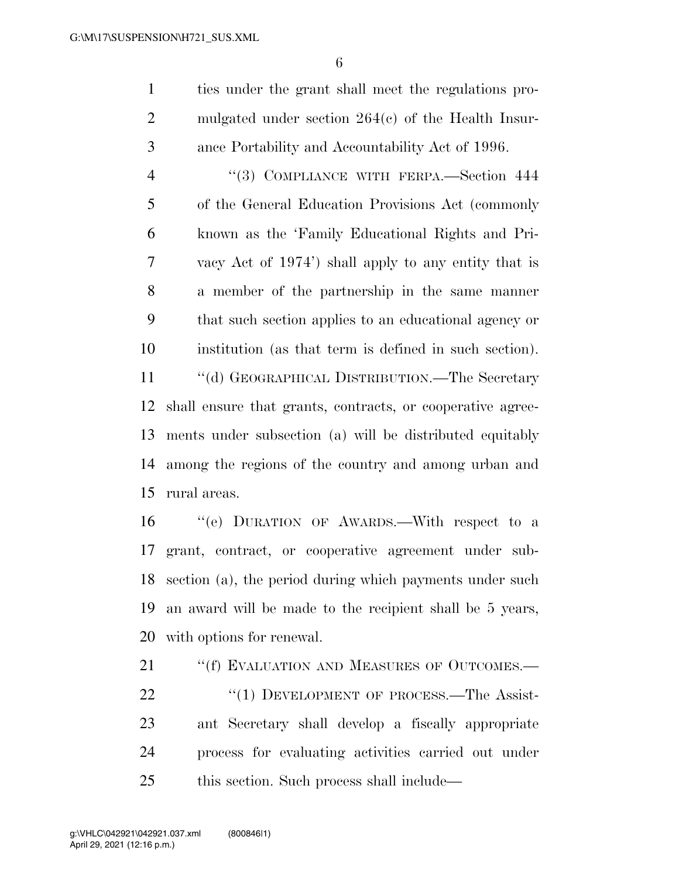ties under the grant shall meet the regulations promulgated under section 264(c) of the Health Insurance Portability and Accountability Act of 1996.

"(3) COMPLIANCE WITH FERPA.—Section 444 of the General Education Provisions Act (commonly known as the 'Family Educational Rights and Privacy Act of 1974') shall apply to any entity that is a member of the partnership in the same manner that such section applies to an educational agency or institution (as that term is defined in such section).

"(d) GEOGRAPHICAL DISTRIBUTION.—The Secretary shall ensure that grants, contracts, or cooperative agreements under subsection (a) will be distributed equitably among the regions of the country and among urban and rural areas.

"(e) DURATION OF AWARDS.—With respect to a grant, contract, or cooperative agreement under subsection (a), the period during which payments under such an award will be made to the recipient shall be 5 years, with options for renewal.

"(f) EVALUATION AND MEASURES OF OUTCOMES.—

"(1) DEVELOPMENT OF PROCESS.—The Assistant Secretary shall develop a fiscally appropriate process for evaluating activities carried out under this section. Such process shall include—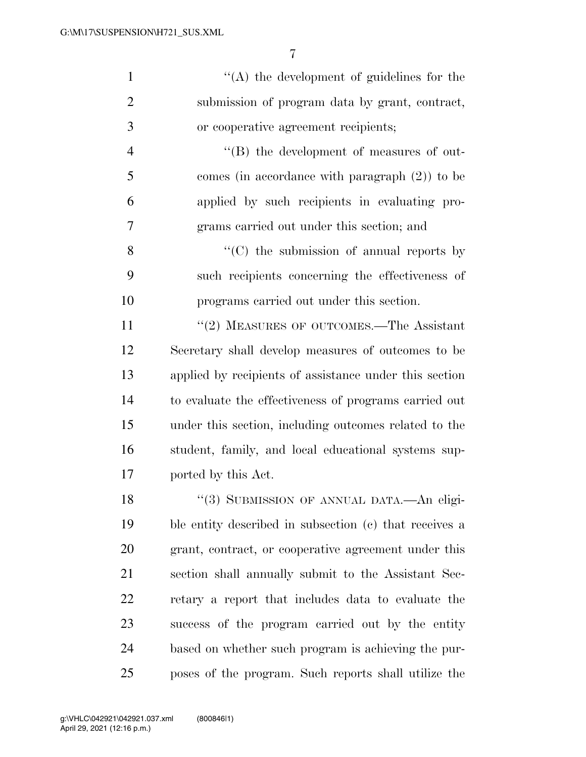''(A) the development of guidelines for the submission of program data by grant, contract, or cooperative agreement recipients;

''(B) the development of measures of outcomes (in accordance with paragraph (2)) to be applied by such recipients in evaluating programs carried out under this section; and

''(C) the submission of annual reports by such recipients concerning the effectiveness of programs carried out under this section.

''(2) MEASURES OF OUTCOMES.—The Assistant Secretary shall develop measures of outcomes to be applied by recipients of assistance under this section to evaluate the effectiveness of programs carried out under this section, including outcomes related to the student, family, and local educational systems supported by this Act.

''(3) SUBMISSION OF ANNUAL DATA.—An eligible entity described in subsection (c) that receives a grant, contract, or cooperative agreement under this section shall annually submit to the Assistant Secretary a report that includes data to evaluate the success of the program carried out by the entity based on whether such program is achieving the purposes of the program. Such reports shall utilize the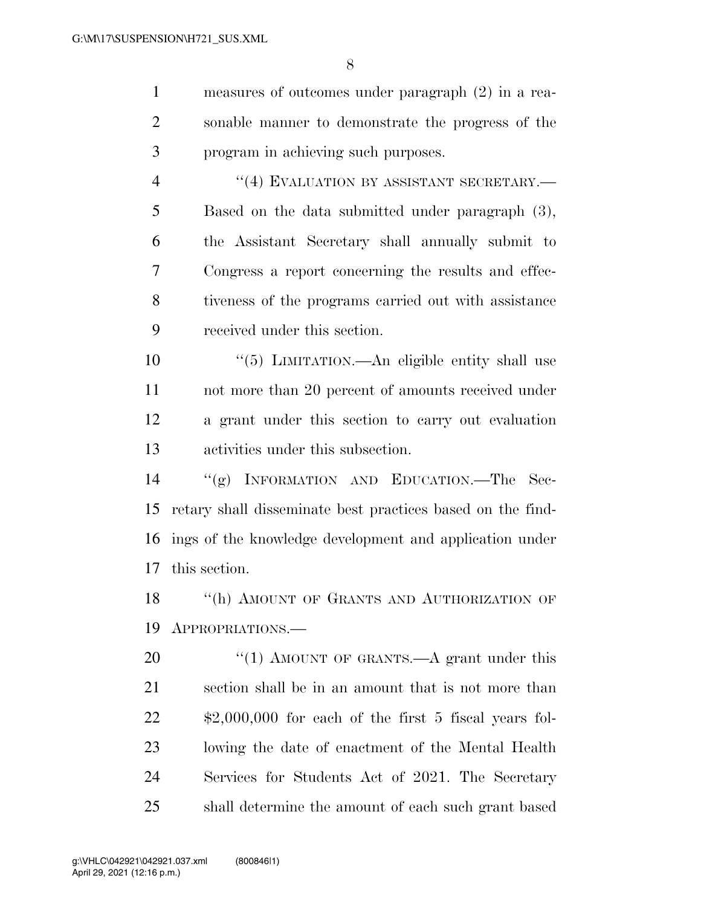measures of outcomes under paragraph (2) in a reasonable manner to demonstrate the progress of the program in achieving such purposes.

"(4) EVALUATION BY ASSISTANT SECRETARY.—Based on the data submitted under paragraph (3), the Assistant Secretary shall annually submit to Congress a report concerning the results and effectiveness of the programs carried out with assistance received under this section.

"(5) LIMITATION.—An eligible entity shall use not more than 20 percent of amounts received under a grant under this section to carry out evaluation activities under this subsection.

"(g) INFORMATION AND EDUCATION.—The Secretary shall disseminate best practices based on the findings of the knowledge development and application under this section.

"(h) AMOUNT OF GRANTS AND AUTHORIZATION OF APPROPRIATIONS.—

"(1) AMOUNT OF GRANTS.—A grant under this section shall be in an amount that is not more than $2,000,000 for each of the first 5 fiscal years following the date of enactment of the Mental Health Services for Students Act of 2021. The Secretary shall determine the amount of each such grant based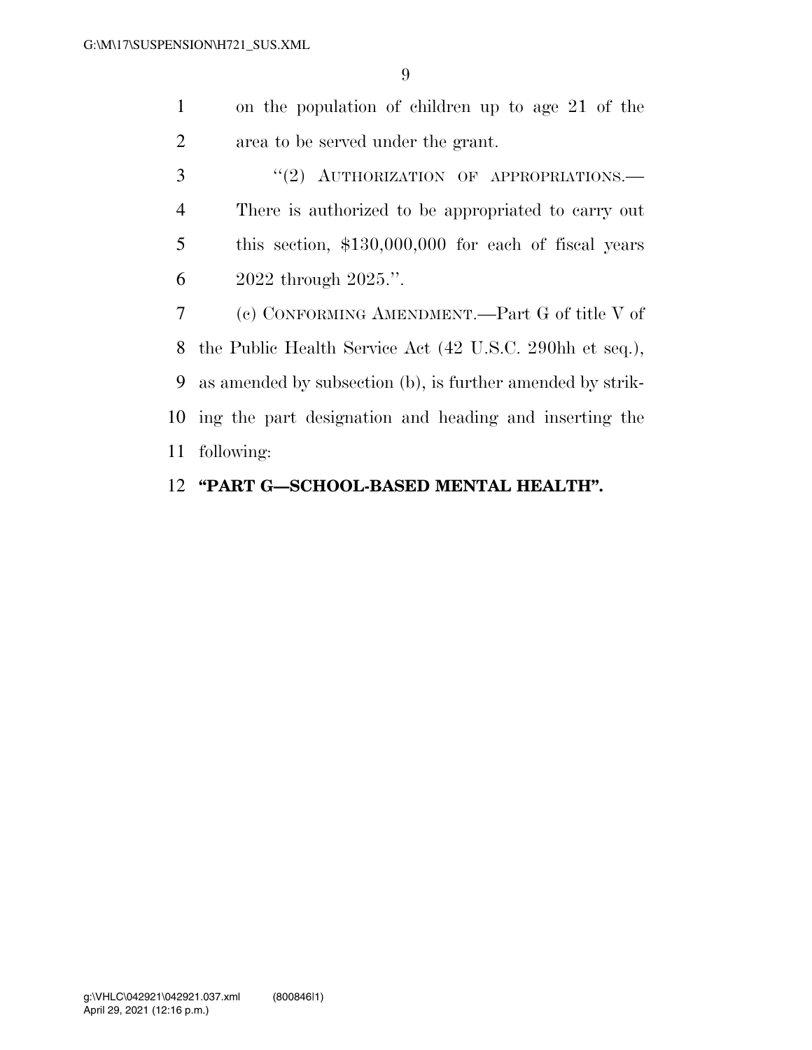on the population of children up to age 21 of the area to be served under the grant.

"(2) AUTHORIZATION OF APPROPRIATIONS.—There is authorized to be appropriated to carry out this section, $130,000,000 for each of fiscal years 2022 through 2025.".

(c) CONFORMING AMENDMENT.—Part G of title V of the Public Health Service Act (42 U.S.C. 290hh et seq.), as amended by subsection (b), is further amended by striking the part designation and heading and inserting the following:

**"PART G—SCHOOL-BASED MENTAL HEALTH".**